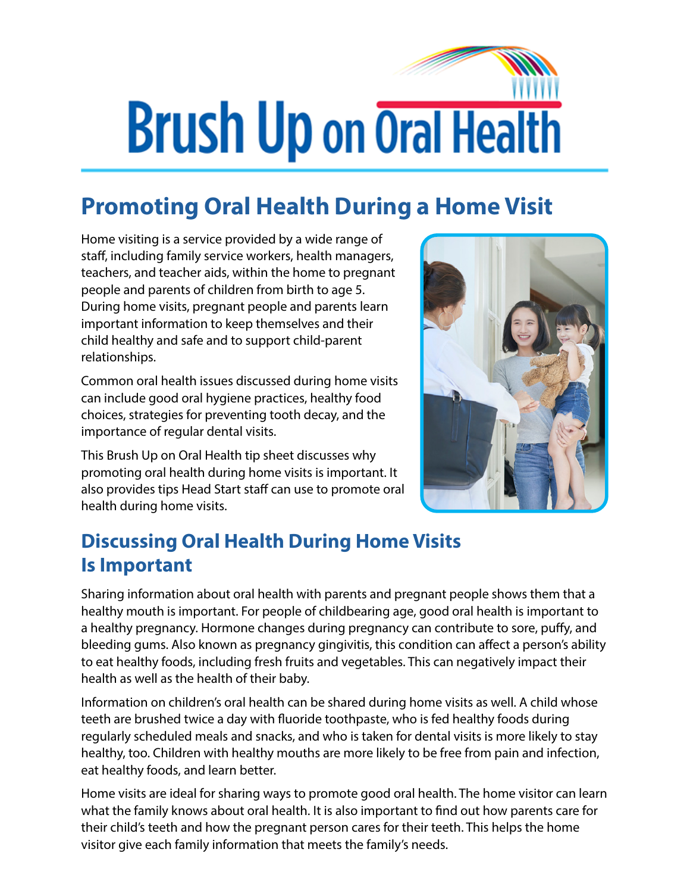# Brush Up on Oral Health

## Promoting Oral Health During a Home Visit

Home visiting is a service provided by a wide range of staff, including family service workers, health managers, teachers, and teacher aids, within the home to pregnant people and parents of children from birth to age 5. During home visits, pregnant people and parents learn important information to keep themselves and their child healthy and safe and to support child-parent relationships.

Common oral health issues discussed during home visits can include good oral hygiene practices, healthy food choices, strategies for preventing tooth decay, and the importance of regular dental visits.

This Brush Up on Oral Health tip sheet discusses why promoting oral health during home visits is important. It also provides tips Head Start staff can use to promote oral health during home visits.

### Discussing Oral Health During Home Visits Is Important

Sharing information about oral health with parents and pregnant people shows them that a healthy mouth is important. For people of childbearing age, good oral health is important to a healthy pregnancy. Hormone changes during pregnancy can contribute to sore, puffy, and bleeding gums. Also known as pregnancy gingivitis, this condition can affect a person's ability to eat healthy foods, including fresh fruits and vegetables. This can negatively impact their health as well as the health of their baby.

Information on children's oral health can be shared during home visits as well. A child whose teeth are brushed twice a day with fluoride toothpaste, who is fed healthy foods during regularly scheduled meals and snacks, and who is taken for dental visits is more likely to stay healthy, too. Children with healthy mouths are more likely to be free from pain and infection, eat healthy foods, and learn better.

Home visits are ideal for sharing ways to promote good oral health. The home visitor can learn what the family knows about oral health. It is also important to find out how parents care for their child's teeth and how the pregnant person cares for their teeth. This helps the home visitor give each family information that meets the family's needs.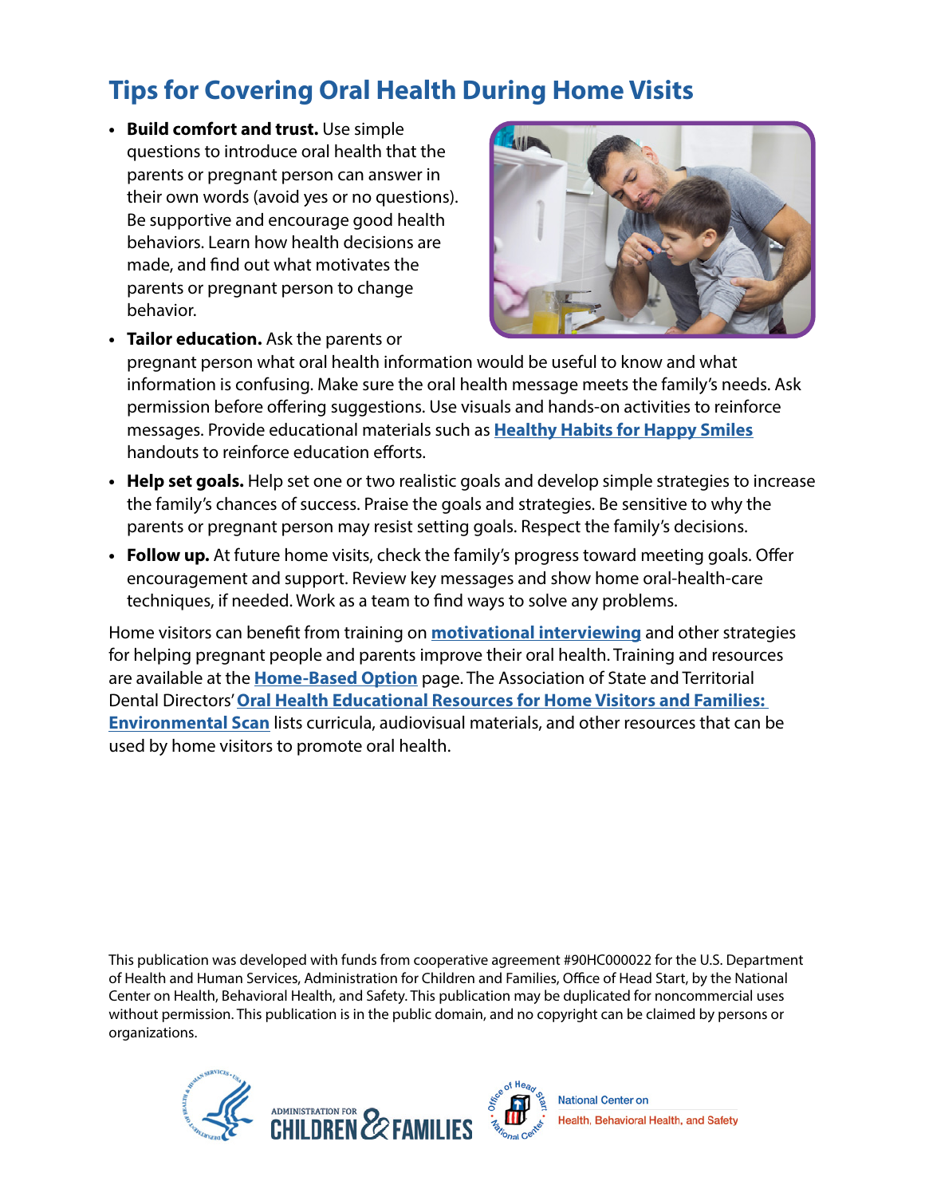## Tips for Covering Oral Health During Home Visits

- **Build comfort and trust.** Use simple questions to introduce oral health that the parents or pregnant person can answer in their own words (avoid yes or no questions). Be supportive and encourage good health behaviors. Learn how health decisions are made, and find out what motivates the parents or pregnant person to change behavior.
- **Tailor education.** Ask the parents or pregnant person what oral health information would be useful to know and what information is confusing. Make sure the oral health message meets the family's needs. Ask permission before offering suggestions. Use visuals and hands-on activities to reinforce messages. Provide educational materials such as **Healthy Habits for Happy Smiles** handouts to reinforce education efforts.
- **Help set goals.** Help set one or two realistic goals and develop simple strategies to increase the family's chances of success. Praise the goals and strategies. Be sensitive to why the parents or pregnant person may resist setting goals. Respect the family's decisions.
- **Follow up.** At future home visits, check the family's progress toward meeting goals. Offer encouragement and support. Review key messages and show home oral-health-care techniques, if needed. Work as a team to find ways to solve any problems.

Home visitors can benefit from training on **motivational interviewing** and other strategies for helping pregnant people and parents improve their oral health. Training and resources are available at the **Home-Based Option** page. The Association of State and Territorial Dental Directors' **Oral Health Educational Resources for Home Visitors and Families: Environmental Scan** lists curricula, audiovisual materials, and other resources that can be used by home visitors to promote oral health.

This publication was developed with funds from cooperative agreement #90HC000022 for the U.S. Department of Health and Human Services, Administration for Children and Families, Office of Head Start, by the National Center on Health, Behavioral Health, and Safety. This publication may be duplicated for noncommercial uses without permission. This publication is in the public domain, and no copyright can be claimed by persons or organizations.